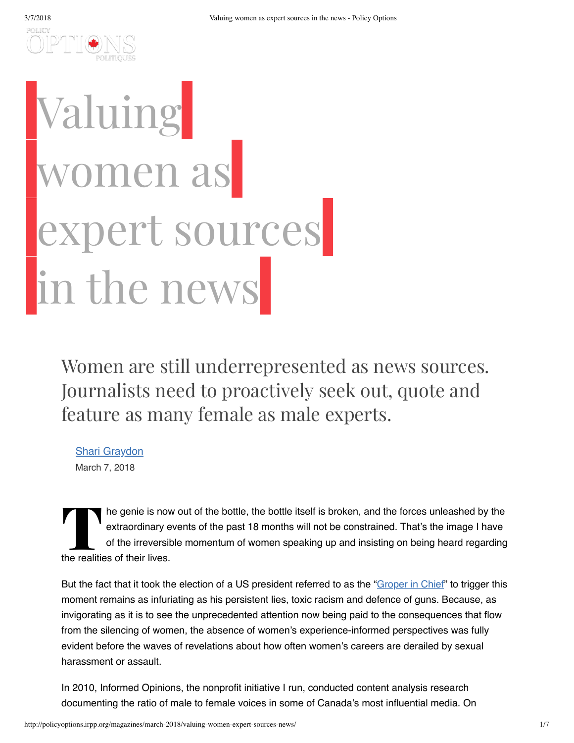# Valuing women as expert sources in the news

Women are still underrepresented as news sources. Journalists need to proactively seek out, quote and feature as many female as male experts.

[Shari Graydon](#)

March 7, 2018

The genie is now out of the bottle, the bottle itself is broken, and the forces unleashed by the extraordinary events of the past 18 months will not be constrained. That's the image I have of the irreversible momentum of women speaking up and insisting on being heard regarding the realities of their lives.

But the fact that it took the election of a US president referred to as the "[Groper in Chief](#)" to trigger this moment remains as infuriating as his persistent lies, toxic racism and defence of guns. Because, as invigorating as it is to see the unprecedented attention now being paid to the consequences that flow from the silencing of women, the absence of women's experience-informed perspectives was fully evident before the waves of revelations about how often women's careers are derailed by sexual harassment or assault.

In 2010, Informed Opinions, the nonprofit initiative I run, conducted content analysis research documenting the ratio of male to female voices in some of Canada's most influential media. On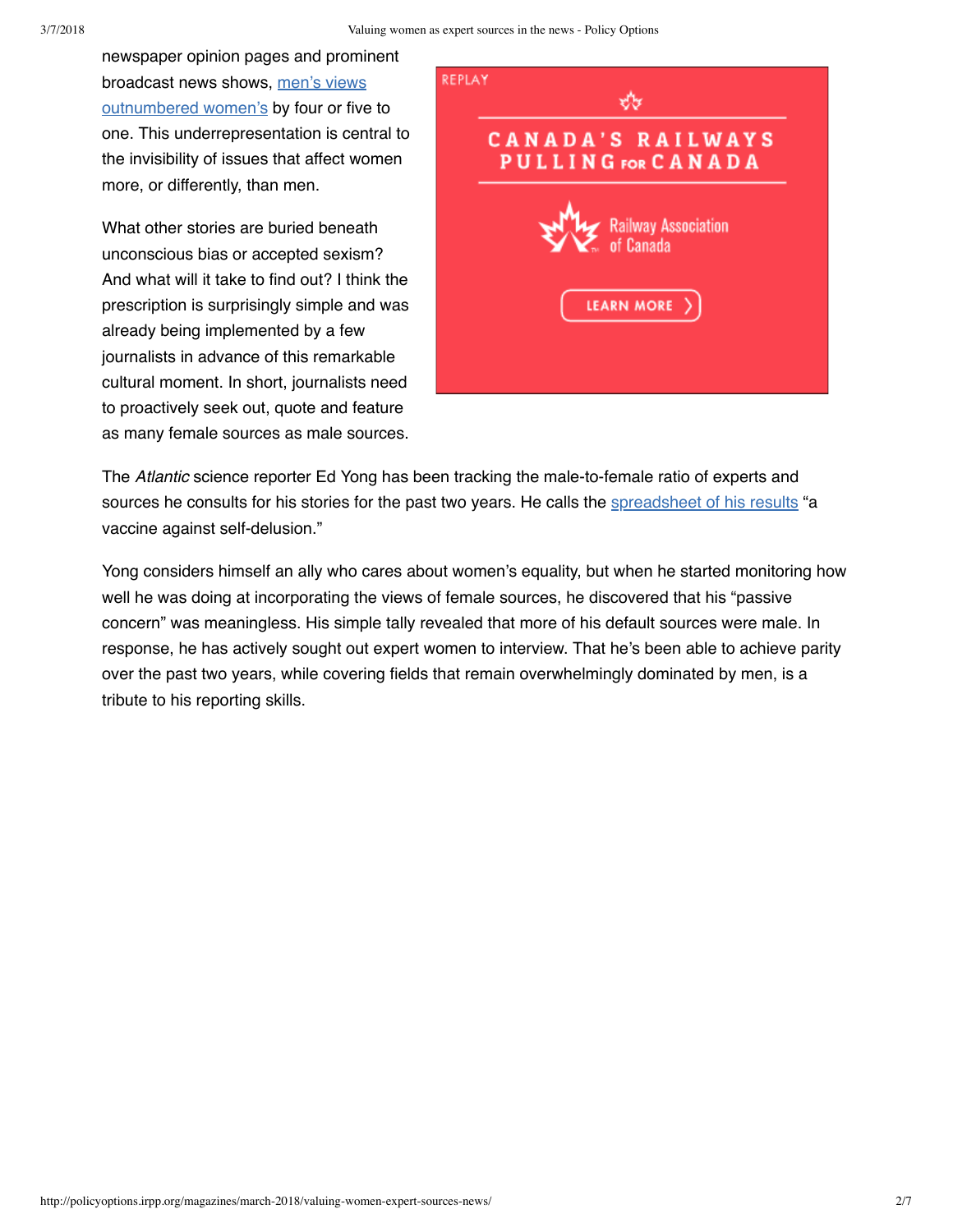newspaper opinion pages and prominent broadcast news shows, men's views outnumbered women's by four or five to one. This underrepresentation is central to the invisibility of issues that affect women more, or differently, than men.

What other stories are buried beneath unconscious bias or accepted sexism? And what will it take to find out? I think the prescription is surprisingly simple and was already being implemented by a few journalists in advance of this remarkable cultural moment. In short, journalists need to proactively seek out, quote and feature as many female sources as male sources.

The *Atlantic* science reporter Ed Yong has been tracking the male-to-female ratio of experts and sources he consults for his stories for the past two years. He calls the spreadsheet of his results "a vaccine against self-delusion."

Yong considers himself an ally who cares about women's equality, but when he started monitoring how well he was doing at incorporating the views of female sources, he discovered that his "passive concern" was meaningless. His simple tally revealed that more of his default sources were male. In response, he has actively sought out expert women to interview. That he's been able to achieve parity over the past two years, while covering fields that remain overwhelmingly dominated by men, is a tribute to his reporting skills.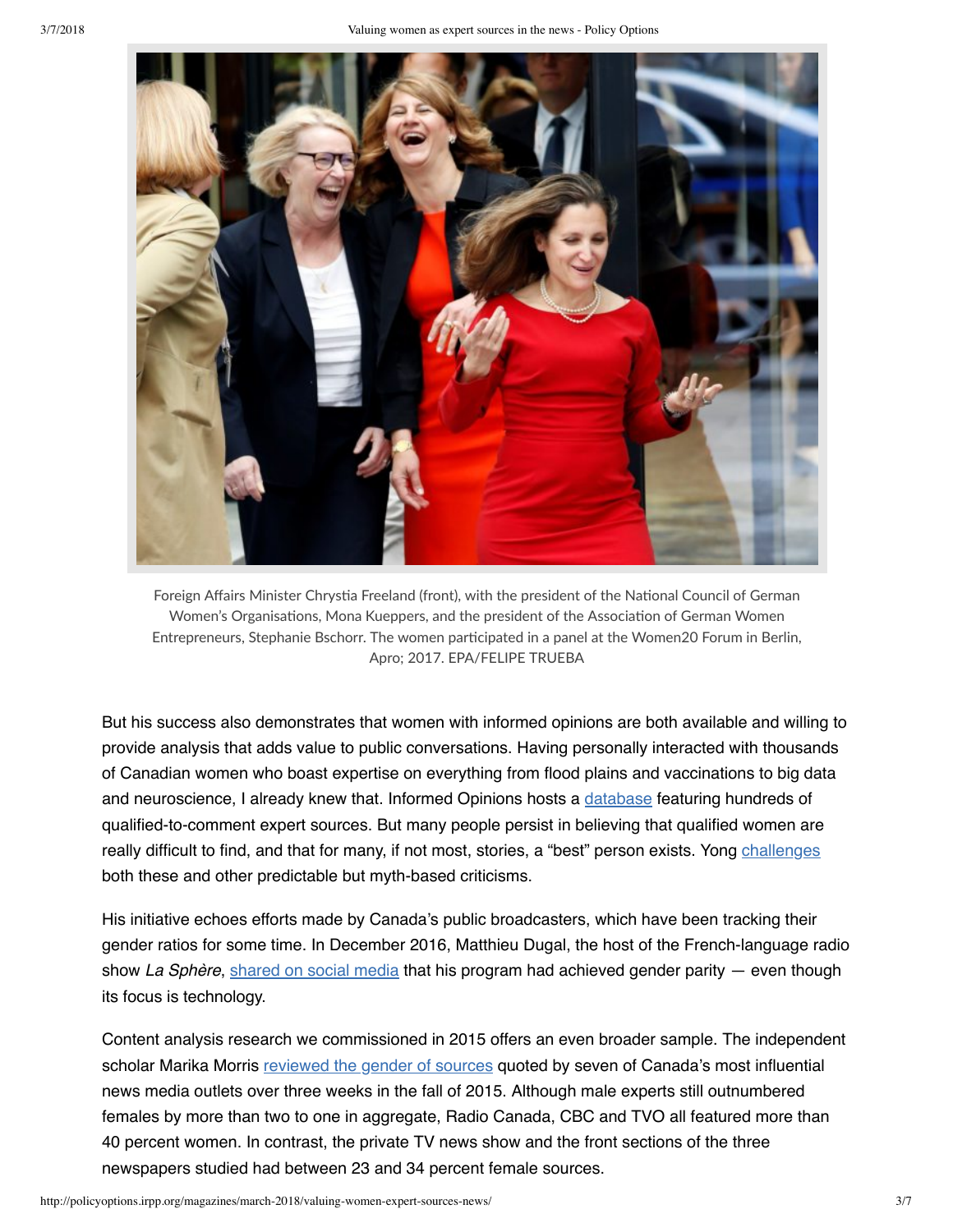Foreign Affairs Minister Chrystia Freeland (front), with the president of the National Council of German Women's Organisations, Mona Kueppers, and the president of the Association of German Women Entrepreneurs, Stephanie Bschorr. The women participated in a panel at the Women20 Forum in Berlin, Apro; 2017. EPA/FELIPE TRUEBA

But his success also demonstrates that women with informed opinions are both available and willing to provide analysis that adds value to public conversations. Having personally interacted with thousands of Canadian women who boast expertise on everything from flood plains and vaccinations to big data and neuroscience, I already knew that. Informed Opinions hosts a database featuring hundreds of qualified-to-comment expert sources. But many people persist in believing that qualified women are really difficult to find, and that for many, if not most, stories, a "best" person exists. Yong challenges both these and other predictable but myth-based criticisms.

His initiative echoes efforts made by Canada's public broadcasters, which have been tracking their gender ratios for some time. In December 2016, Matthieu Dugal, the host of the French-language radio show *La Sphère*, shared on social media that his program had achieved gender parity — even though its focus is technology.

Content analysis research we commissioned in 2015 offers an even broader sample. The independent scholar Marika Morris reviewed the gender of sources quoted by seven of Canada's most influential news media outlets over three weeks in the fall of 2015. Although male experts still outnumbered females by more than two to one in aggregate, Radio Canada, CBC and TVO all featured more than 40 percent women. In contrast, the private TV news show and the front sections of the three newspapers studied had between 23 and 34 percent female sources.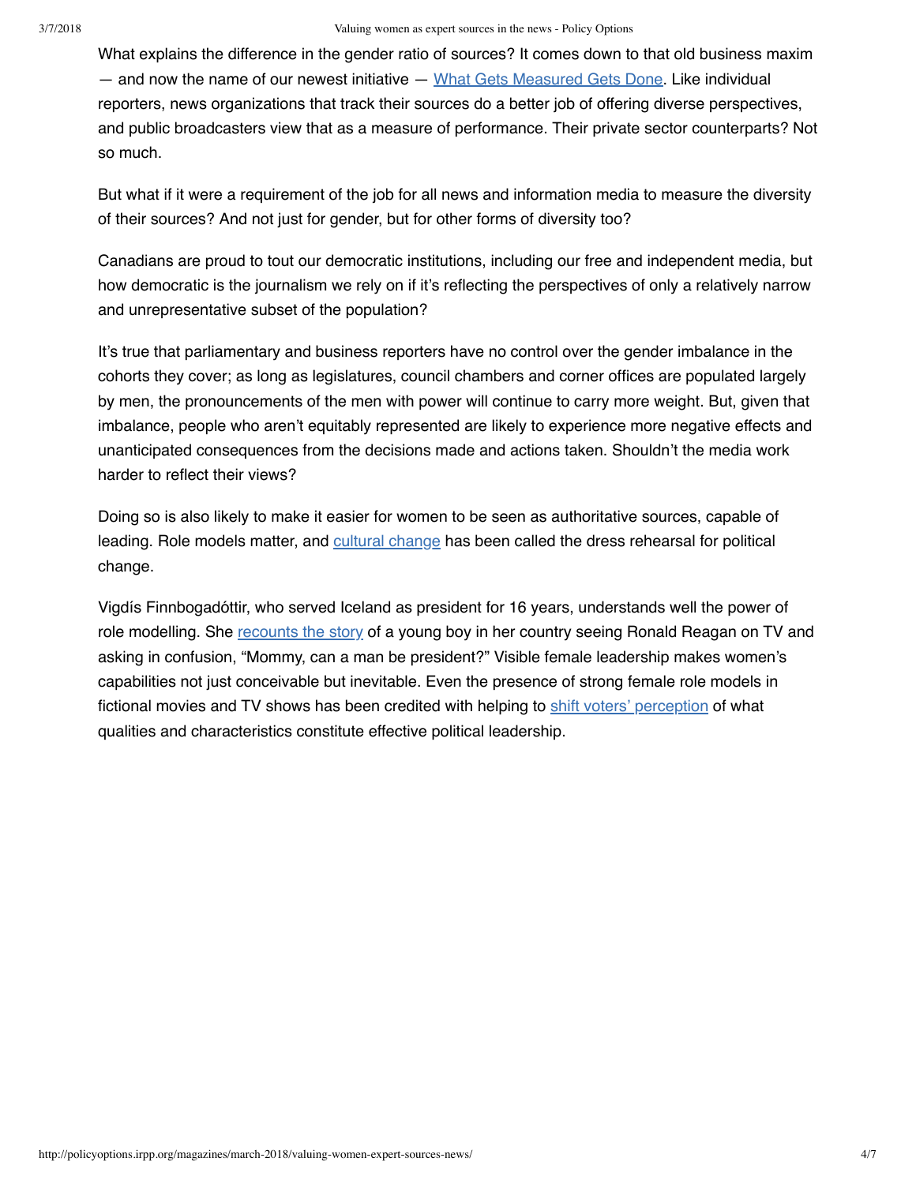What explains the difference in the gender ratio of sources? It comes down to that old business maxim — and now the name of our newest initiative — What Gets Measured Gets Done. Like individual reporters, news organizations that track their sources do a better job of offering diverse perspectives, and public broadcasters view that as a measure of performance. Their private sector counterparts? Not so much.

But what if it were a requirement of the job for all news and information media to measure the diversity of their sources? And not just for gender, but for other forms of diversity too?

Canadians are proud to tout our democratic institutions, including our free and independent media, but how democratic is the journalism we rely on if it's reflecting the perspectives of only a relatively narrow and unrepresentative subset of the population?

It's true that parliamentary and business reporters have no control over the gender imbalance in the cohorts they cover; as long as legislatures, council chambers and corner offices are populated largely by men, the pronouncements of the men with power will continue to carry more weight. But, given that imbalance, people who aren't equitably represented are likely to experience more negative effects and unanticipated consequences from the decisions made and actions taken. Shouldn't the media work harder to reflect their views?

Doing so is also likely to make it easier for women to be seen as authoritative sources, capable of leading. Role models matter, and cultural change has been called the dress rehearsal for political change.

Vigdís Finnbogadóttir, who served Iceland as president for 16 years, understands well the power of role modelling. She recounts the story of a young boy in her country seeing Ronald Reagan on TV and asking in confusion, "Mommy, can a man be president?" Visible female leadership makes women's capabilities not just conceivable but inevitable. Even the presence of strong female role models in fictional movies and TV shows has been credited with helping to shift voters' perception of what qualities and characteristics constitute effective political leadership.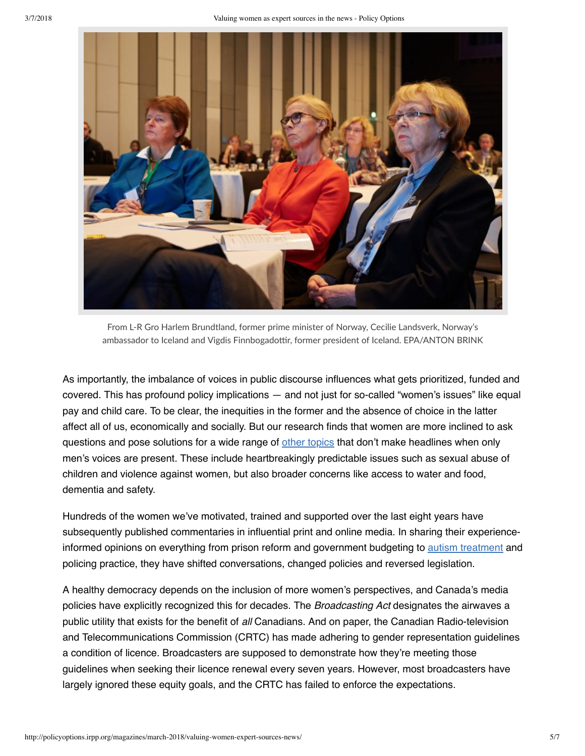From L-R Gro Harlem Brundtland, former prime minister of Norway, Cecilie Landsverk, Norway's ambassador to Iceland and Vigdis Finnbogadottir, former president of Iceland. EPA/ANTON BRINK

As importantly, the imbalance of voices in public discourse influences what gets prioritized, funded and covered. This has profound policy implications — and not just for so-called "women's issues" like equal pay and child care. To be clear, the inequities in the former and the absence of choice in the latter affect all of us, economically and socially. But our research finds that women are more inclined to ask questions and pose solutions for a wide range of other topics that don't make headlines when only men's voices are present. These include heartbreakingly predictable issues such as sexual abuse of children and violence against women, but also broader concerns like access to water and food, dementia and safety.

Hundreds of the women we've motivated, trained and supported over the last eight years have subsequently published commentaries in influential print and online media. In sharing their experience-informed opinions on everything from prison reform and government budgeting to autism treatment and policing practice, they have shifted conversations, changed policies and reversed legislation.

A healthy democracy depends on the inclusion of more women's perspectives, and Canada's media policies have explicitly recognized this for decades. The *Broadcasting Act* designates the airwaves a public utility that exists for the benefit of *all* Canadians. And on paper, the Canadian Radio-television and Telecommunications Commission (CRTC) has made adhering to gender representation guidelines a condition of licence. Broadcasters are supposed to demonstrate how they're meeting those guidelines when seeking their licence renewal every seven years. However, most broadcasters have largely ignored these equity goals, and the CRTC has failed to enforce the expectations.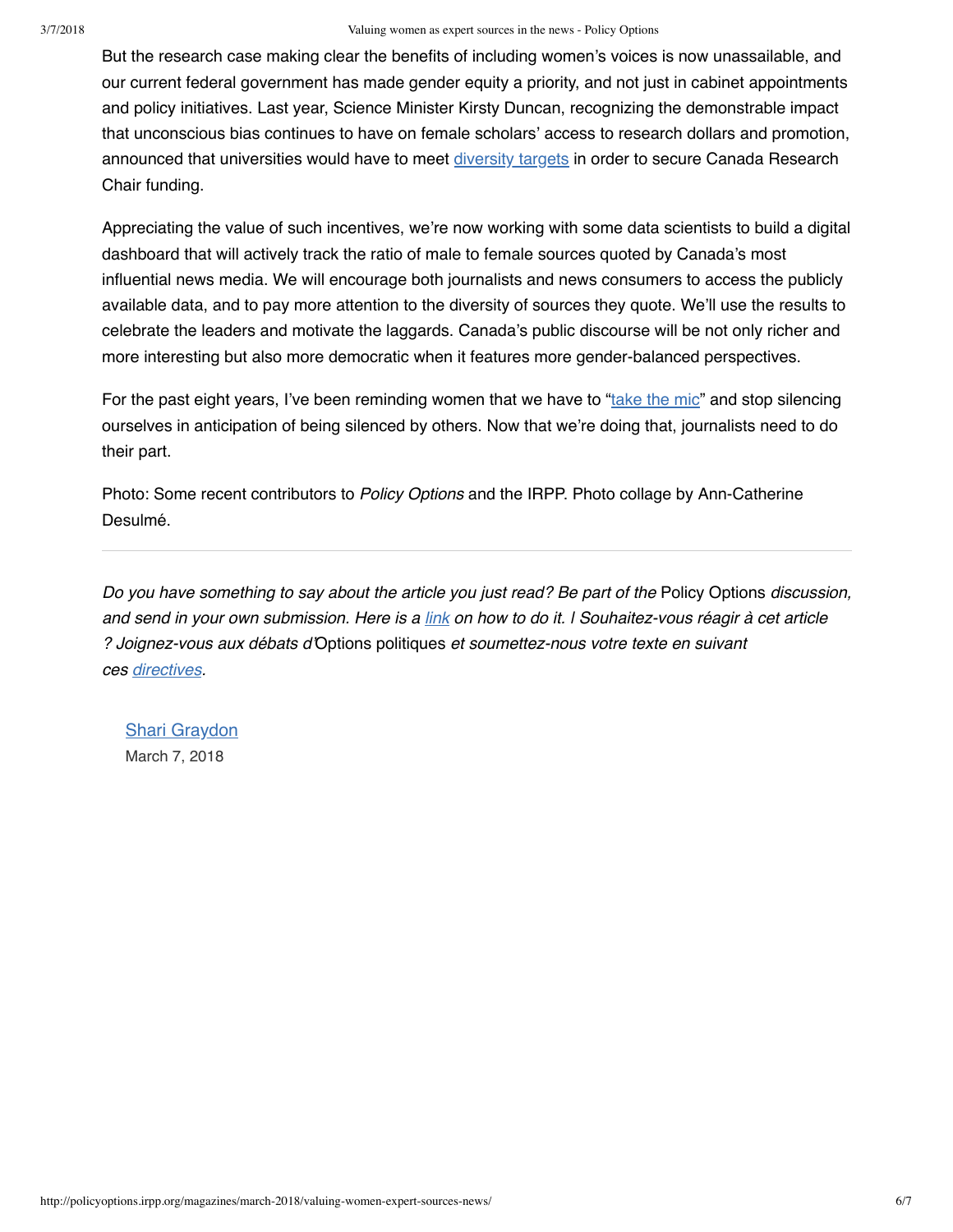But the research case making clear the benefits of including women's voices is now unassailable, and our current federal government has made gender equity a priority, and not just in cabinet appointments and policy initiatives. Last year, Science Minister Kirsty Duncan, recognizing the demonstrable impact that unconscious bias continues to have on female scholars' access to research dollars and promotion, announced that universities would have to meet diversity targets in order to secure Canada Research Chair funding.

Appreciating the value of such incentives, we're now working with some data scientists to build a digital dashboard that will actively track the ratio of male to female sources quoted by Canada's most influential news media. We will encourage both journalists and news consumers to access the publicly available data, and to pay more attention to the diversity of sources they quote. We'll use the results to celebrate the leaders and motivate the laggards. Canada's public discourse will be not only richer and more interesting but also more democratic when it features more gender-balanced perspectives.

For the past eight years, I've been reminding women that we have to "take the mic" and stop silencing ourselves in anticipation of being silenced by others. Now that we're doing that, journalists need to do their part.

Photo: Some recent contributors to *Policy Options* and the IRPP. Photo collage by Ann-Catherine Desulmé.

---

*Do you have something to say about the article you just read? Be part of the* Policy Options *discussion, and send in your own submission. Here is a link on how to do it. | Souhaitez-vous réagir à cet article ? Joignez-vous aux débats d'*Options politiques *et soumettez-nous votre texte en suivant ces directives.*

Shari Graydon
March 7, 2018